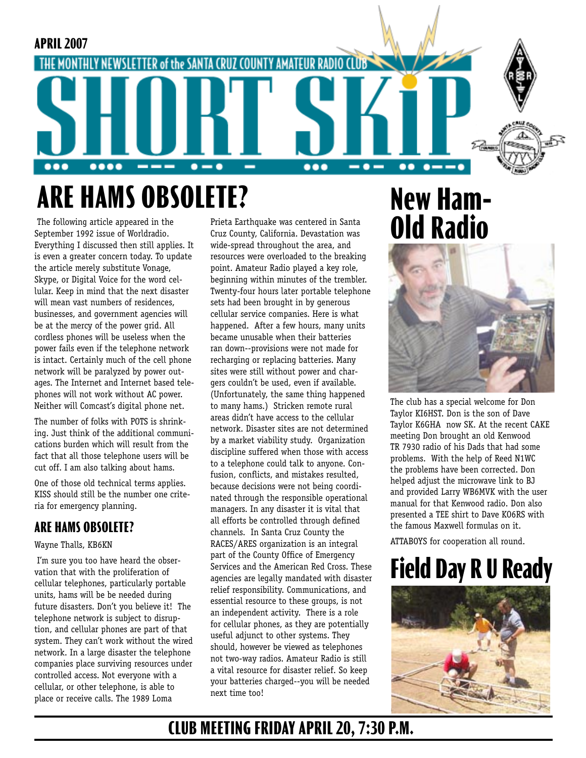APRIL 2007

THE MONTHLY NEWSLETTER of the SANTA CRUZ COUNTY AMATEUR RADIO CLUB

# SHORT SKiP

# ARE HAMS OBSOLETE?

The following article appeared in the September 1992 issue of Worldradio. Everything I discussed then still applies. It is even a greater concern today. To update the article merely substitute Vonage, Skype, or Digital Voice for the word cellular. Keep in mind that the next disaster will mean vast numbers of residences, businesses, and government agencies will be at the mercy of the power grid. All cordless phones will be useless when the power fails even if the telephone network is intact. Certainly much of the cell phone network will be paralyzed by power outages. The Internet and Internet based telephones will not work without AC power. Neither will Comcast's digital phone net.

The number of folks with POTS is shrinking. Just think of the additional communications burden which will result from the fact that all those telephone users will be cut off. I am also talking about hams.

One of those old technical terms applies. KISS should still be the number one criteria for emergency planning.

## ARE HAMS OBSOLETE?

Wayne Thalls, KB6KN

I'm sure you too have heard the observation that with the proliferation of cellular telephones, particularly portable units, hams will be be needed during future disasters. Don't you believe it! The telephone network is subject to disruption, and cellular phones are part of that system. They can't work without the wired network. In a large disaster the telephone companies place surviving resources under controlled access. Not everyone with a cellular, or other telephone, is able to place or receive calls. The 1989 Loma Prieta Earthquake was centered in Santa Cruz County, California. Devastation was wide-spread throughout the area, and resources were overloaded to the breaking point. Amateur Radio played a key role, beginning within minutes of the trembler. Twenty-four hours later portable telephone sets had been brought in by generous cellular service companies. Here is what happened. After a few hours, many units became unusable when their batteries ran down--provisions were not made for recharging or replacing batteries. Many sites were still without power and chargers couldn't be used, even if available. (Unfortunately, the same thing happened to many hams.) Stricken remote rural areas didn't have access to the cellular network. Disaster sites are not determined by a market viability study. Organization discipline suffered when those with access to a telephone could talk to anyone. Confusion, conflicts, and mistakes resulted, because decisions were not being coordinated through the responsible operational managers. In any disaster it is vital that all efforts be controlled through defined channels. In Santa Cruz County the RACES/ARES organization is an integral part of the County Office of Emergency Services and the American Red Cross. These agencies are legally mandated with disaster relief responsibility. Communications, and essential resource to these groups, is not an independent activity. There is a role for cellular phones, as they are potentially useful adjunct to other systems. They should, however be viewed as telephones not two-way radios. Amateur Radio is still a vital resource for disaster relief. So keep your batteries charged--you will be needed next time too!

# New Ham-Old Radio

The club has a special welcome for Don Taylor KI6HST. Don is the son of Dave Taylor K6GHA now SK. At the recent CAKE meeting Don brought an old Kenwood TR 7930 radio of his Dads that had some problems. With the help of Reed N1WC the problems have been corrected. Don helped adjust the microwave link to BJ and provided Larry WB6MVK with the user manual for that Kenwood radio. Don also presented a TEE shirt to Dave KO6RS with the famous Maxwell formulas on it.

ATTABOYS for cooperation all round.

# Field Day R U Ready

**CLUB MEETING FRIDAY APRIL 20, 7:30 P.M.**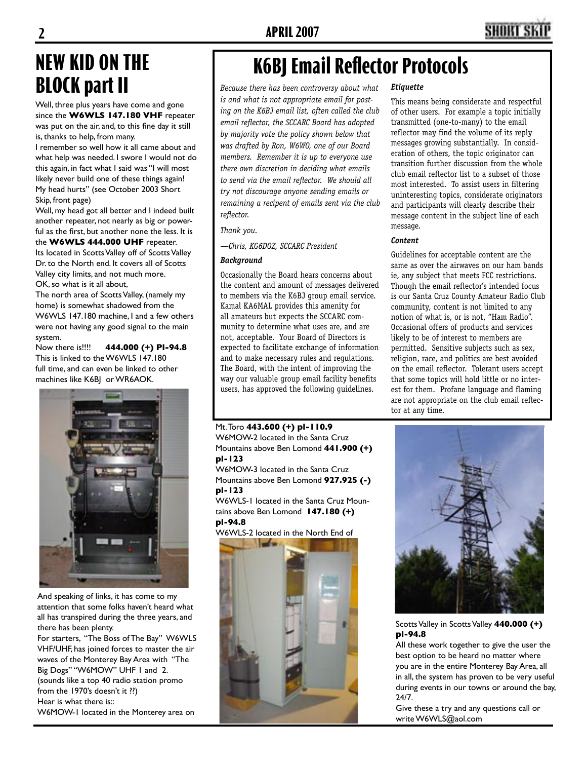# NEW KID ON THE BLOCK part II

Well, three plus years have come and gone since the **W6WLS 147.180 VHF** repeater was put on the air, and, to this fine day it still is, thanks to help, from many.

I remember so well how it all came about and what help was needed. I swore I would not do this again, in fact what I said was "I will most likely never build one of these things again! My head hurts" (see October 2003 Short Skip, front page)

Well, my head got all better and I indeed built another repeater, not nearly as big or powerful as the first, but another none the less. It is the **W6WLS 444.000 UHF** repeater. Its located in Scotts Valley off of Scotts Valley Dr. to the North end. It covers all of Scotts Valley city limits, and not much more.

OK, so what is it all about,

The north area of Scotts Valley, (namely my home) is somewhat shadowed from the W6WLS 147.180 machine, I and a few others were not having any good signal to the main system.

Now there is!!!! **444.000 (+) PI-94.8**

This is linked to the W6WLS 147.180 full time, and can even be linked to other machines like K6BJ or WR6AOK.

And speaking of links, it has come to my attention that some folks haven't heard what all has transpired during the three years, and there has been plenty.

For starters, "The Boss of The Bay" W6WLS VHF/UHF, has joined forces to master the air waves of the Monterey Bay Area with "The Big Dogs" "W6MOW" UHF 1 and 2. (sounds like a top 40 radio station promo from the 1970's doesn't it ??)

Hear is what there is::

W6MOW-1 located in the Monterey area on Mt. Toro **443.600 (+) pl-110.9**

W6MOW-2 located in the Santa Cruz Mountains above Ben Lomond **441.900 (+) pl-123**

W6MOW-3 located in the Santa Cruz Mountains above Ben Lomond **927.925 (-) pl-123**

W6WLS-1 located in the Santa Cruz Mountains above Ben Lomond **147.180 (+) pl-94.8**

W6WLS-2 located in the North End of Scotts Valley in Scotts Valley **440.000 (+) pl-94.8**

All these work together to give the user the best option to be heard no matter where you are in the entire Monterey Bay Area, all in all, the system has proven to be very useful during events in our towns or around the bay, 24/7.

Give these a try and any questions call or write W6WLS@aol.com

# K6BJ Email Reflector Protocols

*Because there has been controversy about what is and what is not appropriate email for posting on the K6BJ email list, often called the club email reflector, the SCCARC Board has adopted by majority vote the policy shown below that was drafted by Ron, W6WO, one of our Board members. Remember it is up to everyone use there own discretion in deciding what emails to send via the email reflector. We should all try not discourage anyone sending emails or remaining a recipent of emails sent via the club reflector.*

*Thank you.*

*—Chris, KG6DOZ, SCCARC President*

### *Background*

Occasionally the Board hears concerns about the content and amount of messages delivered to members via the K6BJ group email service. Kamal KA6MAL provides this amenity for all amateurs but expects the SCCARC community to determine what uses are, and are not, acceptable. Your Board of Directors is expected to facilitate exchange of information and to make necessary rules and regulations. The Board, with the intent of improving the way our valuable group email facility benefits users, has approved the following guidelines.

### *Etiquette*

This means being considerate and respectful of other users. For example a topic initially transmitted (one-to-many) to the email reflector may find the volume of its reply messages growing substantially. In consideration of others, the topic originator can transition further discussion from the whole club email reflector list to a subset of those most interested. To assist users in filtering uninteresting topics, considerate originators and participants will clearly describe their message content in the subject line of each message.

### *Content*

Guidelines for acceptable content are the same as over the airwaves on our ham bands ie, any subject that meets FCC restrictions. Though the email reflector's intended focus is our Santa Cruz County Amateur Radio Club community, content is not limited to any notion of what is, or is not, "Ham Radio". Occasional offers of products and services likely to be of interest to members are permitted. Sensitive subjects such as sex, religion, race, and politics are best avoided on the email reflector. Tolerant users accept that some topics will hold little or no interest for them. Profane language and flaming are not appropriate on the club email reflector at any time.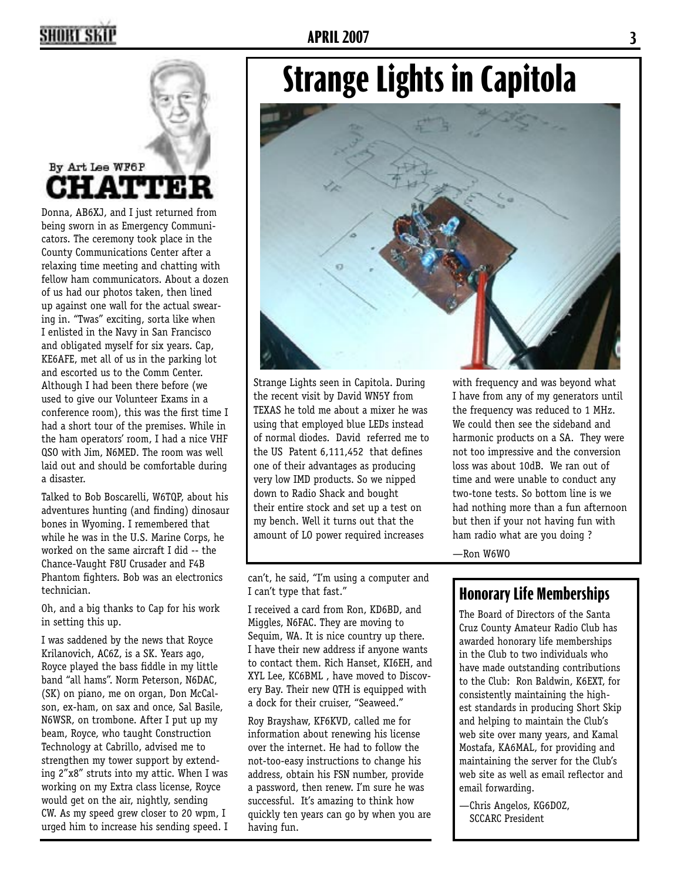# CHATTER

By Art Lee WF6P

Donna, AB6XJ, and I just returned from being sworn in as Emergency Communicators. The ceremony took place in the County Communications Center after a relaxing time meeting and chatting with fellow ham communicators. About a dozen of us had our photos taken, then lined up against one wall for the actual swearing in. "Twas" exciting, sorta like when I enlisted in the Navy in San Francisco and obligated myself for six years. Cap, KE6AFE, met all of us in the parking lot and escorted us to the Comm Center. Although I had been there before (we used to give our Volunteer Exams in a conference room), this was the first time I had a short tour of the premises. While in the ham operators' room, I had a nice VHF QSO with Jim, N6MED. The room was well laid out and should be comfortable during a disaster.

Talked to Bob Boscarelli, W6TQP, about his adventures hunting (and finding) dinosaur bones in Wyoming. I remembered that while he was in the U.S. Marine Corps, he worked on the same aircraft I did -- the Chance-Vaught F8U Crusader and F4B Phantom fighters. Bob was an electronics technician.

Oh, and a big thanks to Cap for his work in setting this up.

I was saddened by the news that Royce Krilanovich, AC6Z, is a SK. Years ago, Royce played the bass fiddle in my little band "all hams". Norm Peterson, N6DAC, (SK) on piano, me on organ, Don McCalson, ex-ham, on sax and once, Sal Basile, N6WSR, on trombone. After I put up my beam, Royce, who taught Construction Technology at Cabrillo, advised me to strengthen my tower support by extending 2"x8" struts into my attic. When I was working on my Extra class license, Royce would get on the air, nightly, sending CW. As my speed grew closer to 20 wpm, I urged him to increase his sending speed. I can't, he said, "I'm using a computer and I can't type that fast."

I received a card from Ron, KD6BD, and Miggles, N6FAC. They are moving to Sequim, WA. It is nice country up there. I have their new address if anyone wants to contact them. Rich Hanset, KI6EH, and XYL Lee, KC6BML , have moved to Discovery Bay. Their new QTH is equipped with a dock for their cruiser, "Seaweed."

Roy Brayshaw, KF6KVD, called me for information about renewing his license over the internet. He had to follow the not-too-easy instructions to change his address, obtain his FSN number, provide a password, then renew. I'm sure he was successful. It's amazing to think how quickly ten years can go by when you are having fun.

# Strange Lights in Capitola

Strange Lights seen in Capitola. During the recent visit by David WN5Y from TEXAS he told me about a mixer he was using that employed blue LEDs instead of normal diodes. David referred me to the US Patent 6,111,452 that defines one of their advantages as producing very low IMD products. So we nipped down to Radio Shack and bought their entire stock and set up a test on my bench. Well it turns out that the amount of LO power required increases with frequency and was beyond what I have from any of my generators until the frequency was reduced to 1 MHz. We could then see the sideband and harmonic products on a SA. They were not too impressive and the conversion loss was about 10dB. We ran out of time and were unable to conduct any two-tone tests. So bottom line is we had nothing more than a fun afternoon but then if your not having fun with ham radio what are you doing ?

—Ron W6WO

## Honorary Life Memberships

The Board of Directors of the Santa Cruz County Amateur Radio Club has awarded honorary life memberships in the Club to two individuals who have made outstanding contributions to the Club: Ron Baldwin, K6EXT, for consistently maintaining the highest standards in producing Short Skip and helping to maintain the Club's web site over many years, and Kamal Mostafa, KA6MAL, for providing and maintaining the server for the Club's web site as well as email reflector and email forwarding.

—Chris Angelos, KG6DOZ,
SCCARC President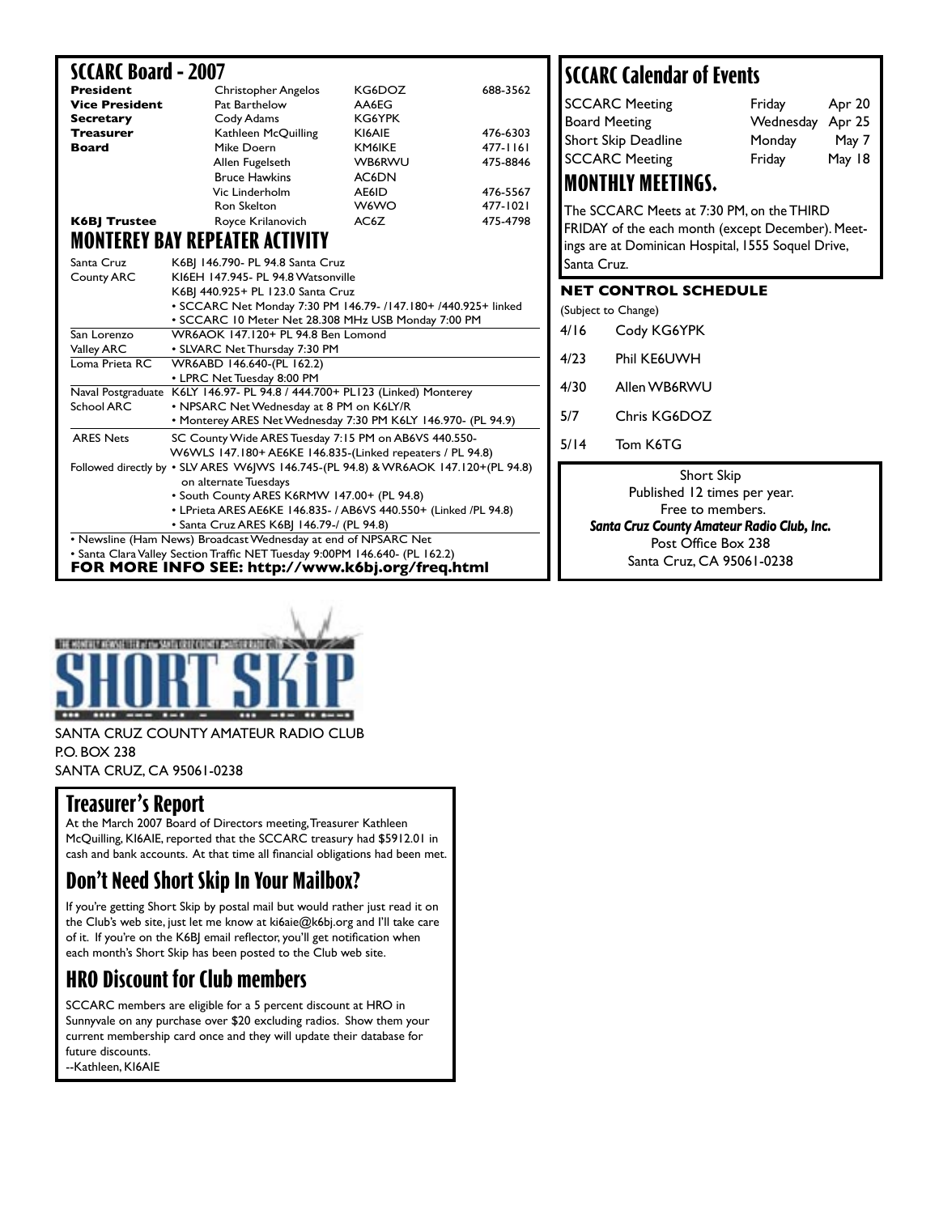## SCCARC Board - 2007

| | | | |
|---|---|---|---|
| **President** | Christopher Angelos | KG6DOZ | 688-3562 |
| **Vice President** | Pat Barthelow | AA6EG | |
| **Secretary** | Cody Adams | KG6YPK | |
| **Treasurer** | Kathleen McQuilling | KI6AIE | 476-6303 |
| **Board** | Mike Doern | KM6IKE | 477-1161 |
| | Allen Fugelseth | WB6RWU | 475-8846 |
| | Bruce Hawkins | AC6DN | |
| | Vic Linderholm | AE6ID | 476-5567 |
| | Ron Skelton | W6WO | 477-1021 |
| **K6BJ Trustee** | Royce Krilanovich | AC6Z | 475-4798 |

## MONTEREY BAY REPEATER ACTIVITY

| | |
|---|---|
| Santa Cruz County ARC | K6BJ 146.790- PL 94.8 Santa Cruz<br>KI6EH 147.945- PL 94.8 Watsonville<br>K6BJ 440.925+ PL 123.0 Santa Cruz<br>• SCCARC Net Monday 7:30 PM 146.79- /147.180+ /440.925+ linked<br>• SCCARC 10 Meter Net 28.308 MHz USB Monday 7:00 PM |
| San Lorenzo Valley ARC | WR6AOK 147.120+ PL 94.8 Ben Lomond<br>• SLVARC Net Thursday 7:30 PM |
| Loma Prieta RC | WR6ABD 146.640-(PL 162.2)<br>• LPRC Net Tuesday 8:00 PM |
| Naval Postgraduate School ARC | K6LY 146.97- PL 94.8 / 444.700+ PL123 (Linked) Monterey<br>• NPSARC Net Wednesday at 8 PM on K6LY/R<br>• Monterey ARES Net Wednesday 7:30 PM K6LY 146.970- (PL 94.9) |
| ARES Nets | SC County Wide ARES Tuesday 7:15 PM on AB6VS 440.550-<br>W6WLS 147.180+ AE6KE 146.835-(Linked repeaters / PL 94.8) |
| Followed directly by | • SLV ARES W6JWS 146.745-(PL 94.8) & WR6AOK 147.120+(PL 94.8) on alternate Tuesdays<br>• South County ARES K6RMW 147.00+ (PL 94.8)<br>• LPrieta ARES AE6KE 146.835- / AB6VS 440.550+ (Linked /PL 94.8)<br>• Santa Cruz ARES K6BJ 146.79-/ (PL 94.8) |

• Newsline (Ham News) Broadcast Wednesday at end of NPSARC Net
• Santa Clara Valley Section Traffic NET Tuesday 9:00PM 146.640- (PL 162.2)

**FOR MORE INFO SEE: http://www.k6bj.org/freq.html**

## SCCARC Calendar of Events

| | | |
|---|---|---|
| SCCARC Meeting | Friday | Apr 20 |
| Board Meeting | Wednesday | Apr 25 |
| Short Skip Deadline | Monday | May 7 |
| SCCARC Meeting | Friday | May 18 |

## MONTHLY MEETINGS.

The SCCARC Meets at 7:30 PM, on the THIRD FRIDAY of the each month (except December). Meetings are at Dominican Hospital, 1555 Soquel Drive, Santa Cruz.

### NET CONTROL SCHEDULE

(Subject to Change)

| | |
|---|---|
| 4/16 | Cody KG6YPK |
| 4/23 | Phil KE6UWH |
| 4/30 | Allen WB6RWU |
| 5/7 | Chris KG6DOZ |
| 5/14 | Tom K6TG |

Short Skip
Published 12 times per year.
Free to members.
***Santa Cruz County Amateur Radio Club, Inc.***
Post Office Box 238
Santa Cruz, CA 95061-0238

SHORT SKIP

SANTA CRUZ COUNTY AMATEUR RADIO CLUB
P.O. BOX 238
SANTA CRUZ, CA 95061-0238

## Treasurer's Report

At the March 2007 Board of Directors meeting, Treasurer Kathleen McQuilling, KI6AIE, reported that the SCCARC treasury had $5912.01 in cash and bank accounts. At that time all financial obligations had been met.

## Don't Need Short Skip In Your Mailbox?

If you're getting Short Skip by postal mail but would rather just read it on the Club's web site, just let me know at ki6aie@k6bj.org and I'll take care of it. If you're on the K6BJ email reflector, you'll get notification when each month's Short Skip has been posted to the Club web site.

## HRO Discount for Club members

SCCARC members are eligible for a 5 percent discount at HRO in Sunnyvale on any purchase over $20 excluding radios. Show them your current membership card once and they will update their database for future discounts.
--Kathleen, KI6AIE